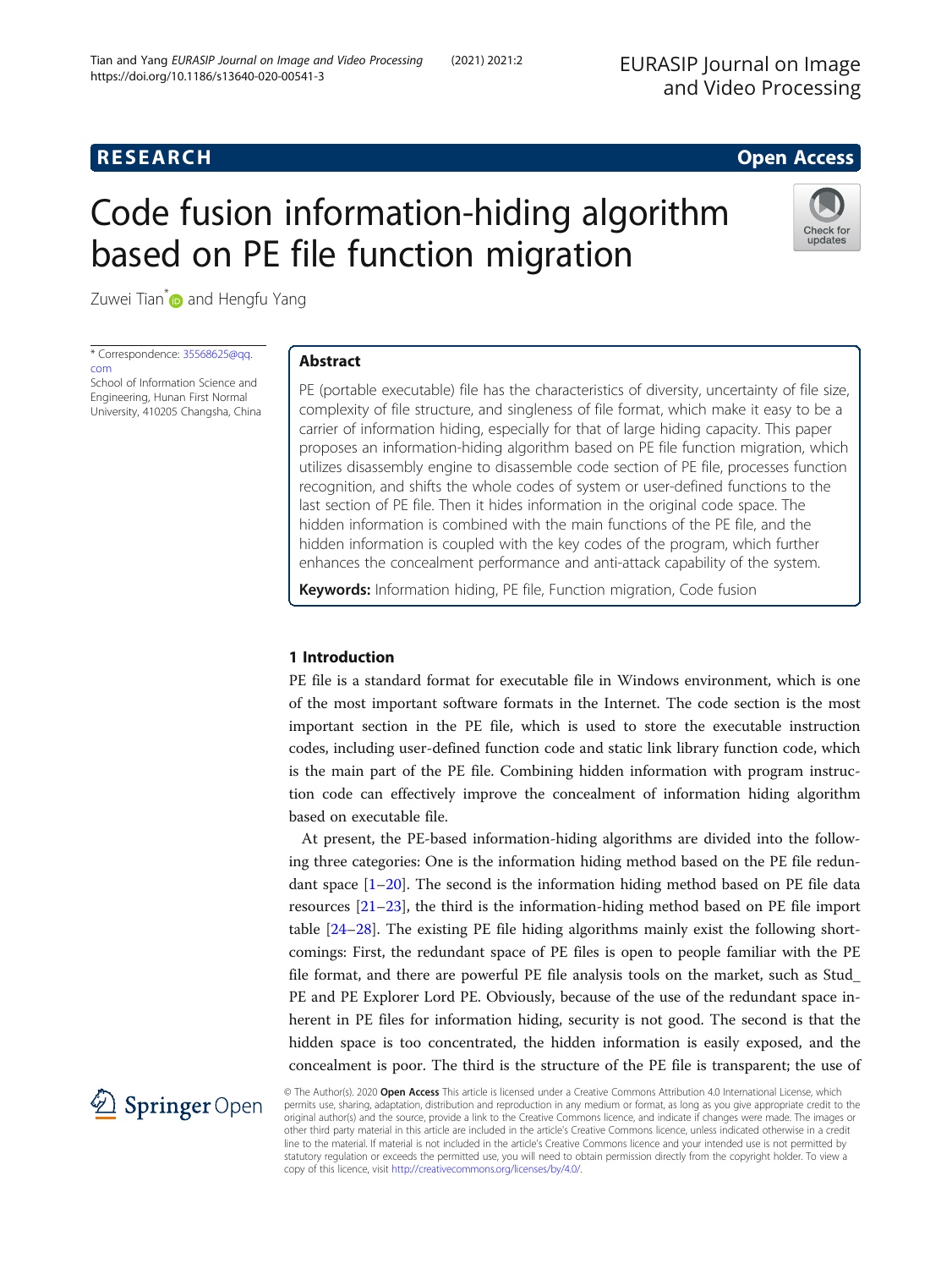RESEARCH

Open Access

# Code fusion information-hiding algorithm based on PE file function migration

Zuwei Tian* and Hengfu Yang

\* Correspondence: 35568625@qq.com
School of Information Science and Engineering, Hunan First Normal University, 410205 Changsha, China

## Abstract

PE (portable executable) file has the characteristics of diversity, uncertainty of file size, complexity of file structure, and singleness of file format, which make it easy to be a carrier of information hiding, especially for that of large hiding capacity. This paper proposes an information-hiding algorithm based on PE file function migration, which utilizes disassembly engine to disassemble code section of PE file, processes function recognition, and shifts the whole codes of system or user-defined functions to the last section of PE file. Then it hides information in the original code space. The hidden information is combined with the main functions of the PE file, and the hidden information is coupled with the key codes of the program, which further enhances the concealment performance and anti-attack capability of the system.

**Keywords:** Information hiding, PE file, Function migration, Code fusion

## 1 Introduction

PE file is a standard format for executable file in Windows environment, which is one of the most important software formats in the Internet. The code section is the most important section in the PE file, which is used to store the executable instruction codes, including user-defined function code and static link library function code, which is the main part of the PE file. Combining hidden information with program instruction code can effectively improve the concealment of information hiding algorithm based on executable file.

At present, the PE-based information-hiding algorithms are divided into the following three categories: One is the information hiding method based on the PE file redundant space [1–20]. The second is the information hiding method based on PE file data resources [21–23], the third is the information-hiding method based on PE file import table [24–28]. The existing PE file hiding algorithms mainly exist the following shortcomings: First, the redundant space of PE files is open to people familiar with the PE file format, and there are powerful PE file analysis tools on the market, such as Stud_PE and PE Explorer Lord PE. Obviously, because of the use of the redundant space inherent in PE files for information hiding, security is not good. The second is that the hidden space is too concentrated, the hidden information is easily exposed, and the concealment is poor. The third is the structure of the PE file is transparent; the use of

© The Author(s). 2020 **Open Access** This article is licensed under a Creative Commons Attribution 4.0 International License, which permits use, sharing, adaptation, distribution and reproduction in any medium or format, as long as you give appropriate credit to the original author(s) and the source, provide a link to the Creative Commons licence, and indicate if changes were made. The images or other third party material in this article are included in the article's Creative Commons licence, unless indicated otherwise in a credit line to the material. If material is not included in the article's Creative Commons licence and your intended use is not permitted by statutory regulation or exceeds the permitted use, you will need to obtain permission directly from the copyright holder. To view a copy of this licence, visit http://creativecommons.org/licenses/by/4.0/.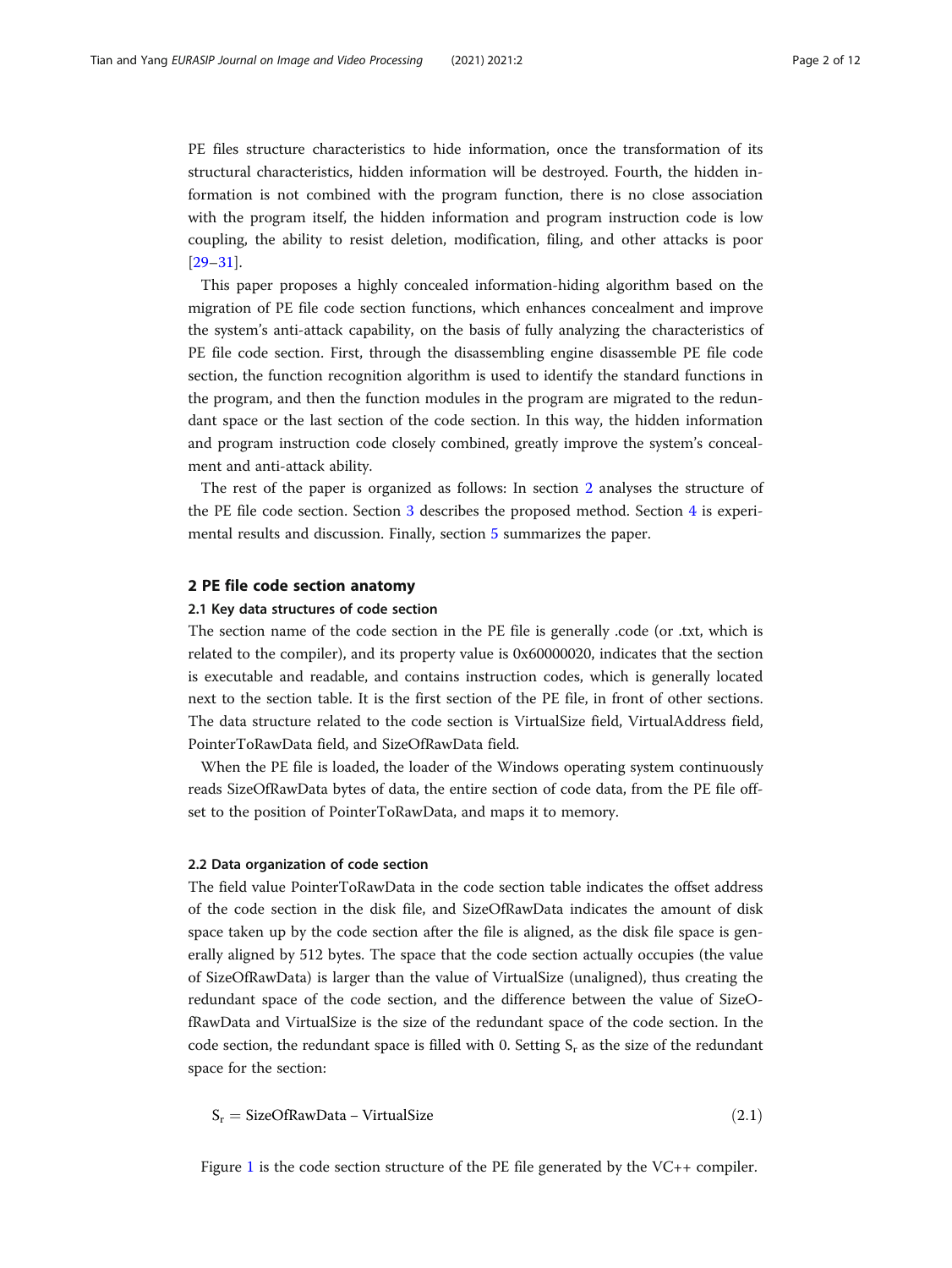PE files structure characteristics to hide information, once the transformation of its structural characteristics, hidden information will be destroyed. Fourth, the hidden information is not combined with the program function, there is no close association with the program itself, the hidden information and program instruction code is low coupling, the ability to resist deletion, modification, filing, and other attacks is poor [29–31].

This paper proposes a highly concealed information-hiding algorithm based on the migration of PE file code section functions, which enhances concealment and improve the system's anti-attack capability, on the basis of fully analyzing the characteristics of PE file code section. First, through the disassembling engine disassemble PE file code section, the function recognition algorithm is used to identify the standard functions in the program, and then the function modules in the program are migrated to the redundant space or the last section of the code section. In this way, the hidden information and program instruction code closely combined, greatly improve the system's concealment and anti-attack ability.

The rest of the paper is organized as follows: In section 2 analyses the structure of the PE file code section. Section 3 describes the proposed method. Section 4 is experimental results and discussion. Finally, section 5 summarizes the paper.

## 2 PE file code section anatomy

### 2.1 Key data structures of code section

The section name of the code section in the PE file is generally .code (or .txt, which is related to the compiler), and its property value is 0x60000020, indicates that the section is executable and readable, and contains instruction codes, which is generally located next to the section table. It is the first section of the PE file, in front of other sections. The data structure related to the code section is VirtualSize field, VirtualAddress field, PointerToRawData field, and SizeOfRawData field.

When the PE file is loaded, the loader of the Windows operating system continuously reads SizeOfRawData bytes of data, the entire section of code data, from the PE file offset to the position of PointerToRawData, and maps it to memory.

### 2.2 Data organization of code section

The field value PointerToRawData in the code section table indicates the offset address of the code section in the disk file, and SizeOfRawData indicates the amount of disk space taken up by the code section after the file is aligned, as the disk file space is generally aligned by 512 bytes. The space that the code section actually occupies (the value of SizeOfRawData) is larger than the value of VirtualSize (unaligned), thus creating the redundant space of the code section, and the difference between the value of SizeOfRawData and VirtualSize is the size of the redundant space of the code section. In the code section, the redundant space is filled with 0. Setting $S_r$ as the size of the redundant space for the section:

$$S_r = \text{SizeOfRawData} - \text{VirtualSize} \tag{2.1}$$

Figure 1 is the code section structure of the PE file generated by the VC++ compiler.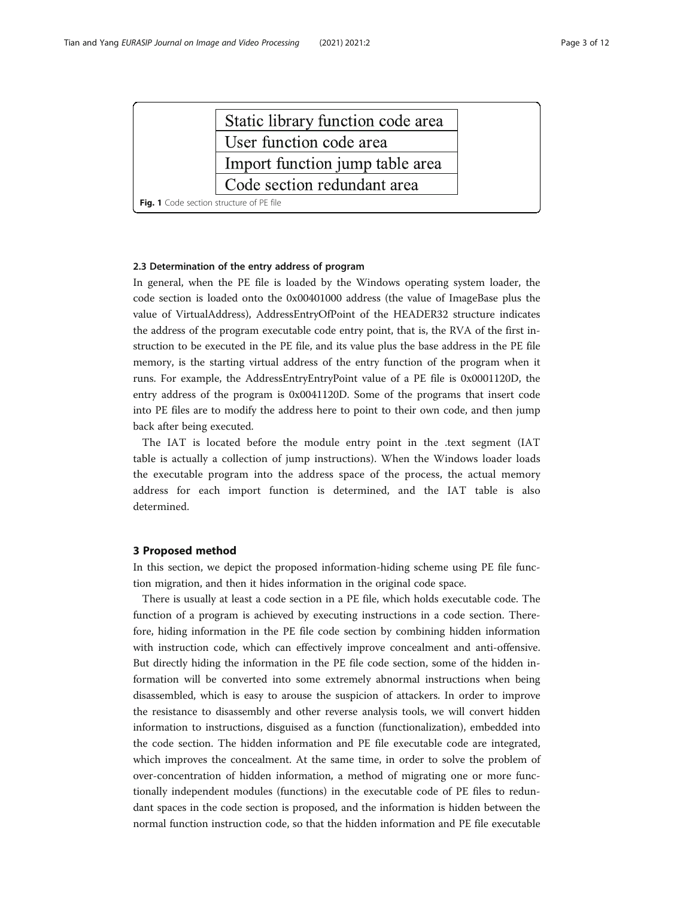| Static library function code area |
| --- |
| User function code area |
| Import function jump table area |
| Code section redundant area |

**Fig. 1** Code section structure of PE file

### 2.3 Determination of the entry address of program

In general, when the PE file is loaded by the Windows operating system loader, the code section is loaded onto the 0x00401000 address (the value of ImageBase plus the value of VirtualAddress), AddressEntryOfPoint of the HEADER32 structure indicates the address of the program executable code entry point, that is, the RVA of the first instruction to be executed in the PE file, and its value plus the base address in the PE file memory, is the starting virtual address of the entry function of the program when it runs. For example, the AddressEntryEntryPoint value of a PE file is 0x0001120D, the entry address of the program is 0x0041120D. Some of the programs that insert code into PE files are to modify the address here to point to their own code, and then jump back after being executed.

The IAT is located before the module entry point in the .text segment (IAT table is actually a collection of jump instructions). When the Windows loader loads the executable program into the address space of the process, the actual memory address for each import function is determined, and the IAT table is also determined.

## 3 Proposed method

In this section, we depict the proposed information-hiding scheme using PE file function migration, and then it hides information in the original code space.

There is usually at least a code section in a PE file, which holds executable code. The function of a program is achieved by executing instructions in a code section. Therefore, hiding information in the PE file code section by combining hidden information with instruction code, which can effectively improve concealment and anti-offensive. But directly hiding the information in the PE file code section, some of the hidden information will be converted into some extremely abnormal instructions when being disassembled, which is easy to arouse the suspicion of attackers. In order to improve the resistance to disassembly and other reverse analysis tools, we will convert hidden information to instructions, disguised as a function (functionalization), embedded into the code section. The hidden information and PE file executable code are integrated, which improves the concealment. At the same time, in order to solve the problem of over-concentration of hidden information, a method of migrating one or more functionally independent modules (functions) in the executable code of PE files to redundant spaces in the code section is proposed, and the information is hidden between the normal function instruction code, so that the hidden information and PE file executable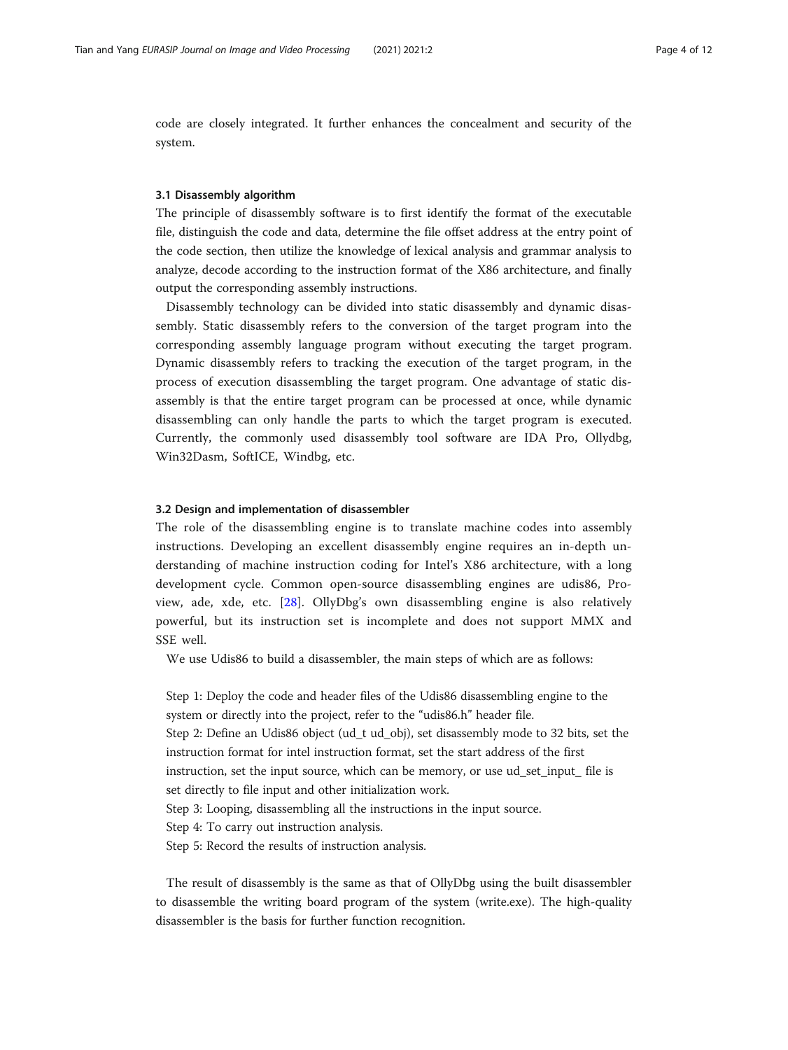code are closely integrated. It further enhances the concealment and security of the system.

### 3.1 Disassembly algorithm

The principle of disassembly software is to first identify the format of the executable file, distinguish the code and data, determine the file offset address at the entry point of the code section, then utilize the knowledge of lexical analysis and grammar analysis to analyze, decode according to the instruction format of the X86 architecture, and finally output the corresponding assembly instructions.

Disassembly technology can be divided into static disassembly and dynamic disassembly. Static disassembly refers to the conversion of the target program into the corresponding assembly language program without executing the target program. Dynamic disassembly refers to tracking the execution of the target program, in the process of execution disassembling the target program. One advantage of static disassembly is that the entire target program can be processed at once, while dynamic disassembling can only handle the parts to which the target program is executed. Currently, the commonly used disassembly tool software are IDA Pro, Ollydbg, Win32Dasm, SoftICE, Windbg, etc.

### 3.2 Design and implementation of disassembler

The role of the disassembling engine is to translate machine codes into assembly instructions. Developing an excellent disassembly engine requires an in-depth understanding of machine instruction coding for Intel's X86 architecture, with a long development cycle. Common open-source disassembling engines are udis86, Proview, ade, xde, etc. [28]. OllyDbg's own disassembling engine is also relatively powerful, but its instruction set is incomplete and does not support MMX and SSE well.

We use Udis86 to build a disassembler, the main steps of which are as follows:

Step 1: Deploy the code and header files of the Udis86 disassembling engine to the system or directly into the project, refer to the "udis86.h" header file.
Step 2: Define an Udis86 object (ud_t ud_obj), set disassembly mode to 32 bits, set the instruction format for intel instruction format, set the start address of the first instruction, set the input source, which can be memory, or use ud_set_input_ file is set directly to file input and other initialization work.
Step 3: Looping, disassembling all the instructions in the input source.
Step 4: To carry out instruction analysis.
Step 5: Record the results of instruction analysis.

The result of disassembly is the same as that of OllyDbg using the built disassembler to disassemble the writing board program of the system (write.exe). The high-quality disassembler is the basis for further function recognition.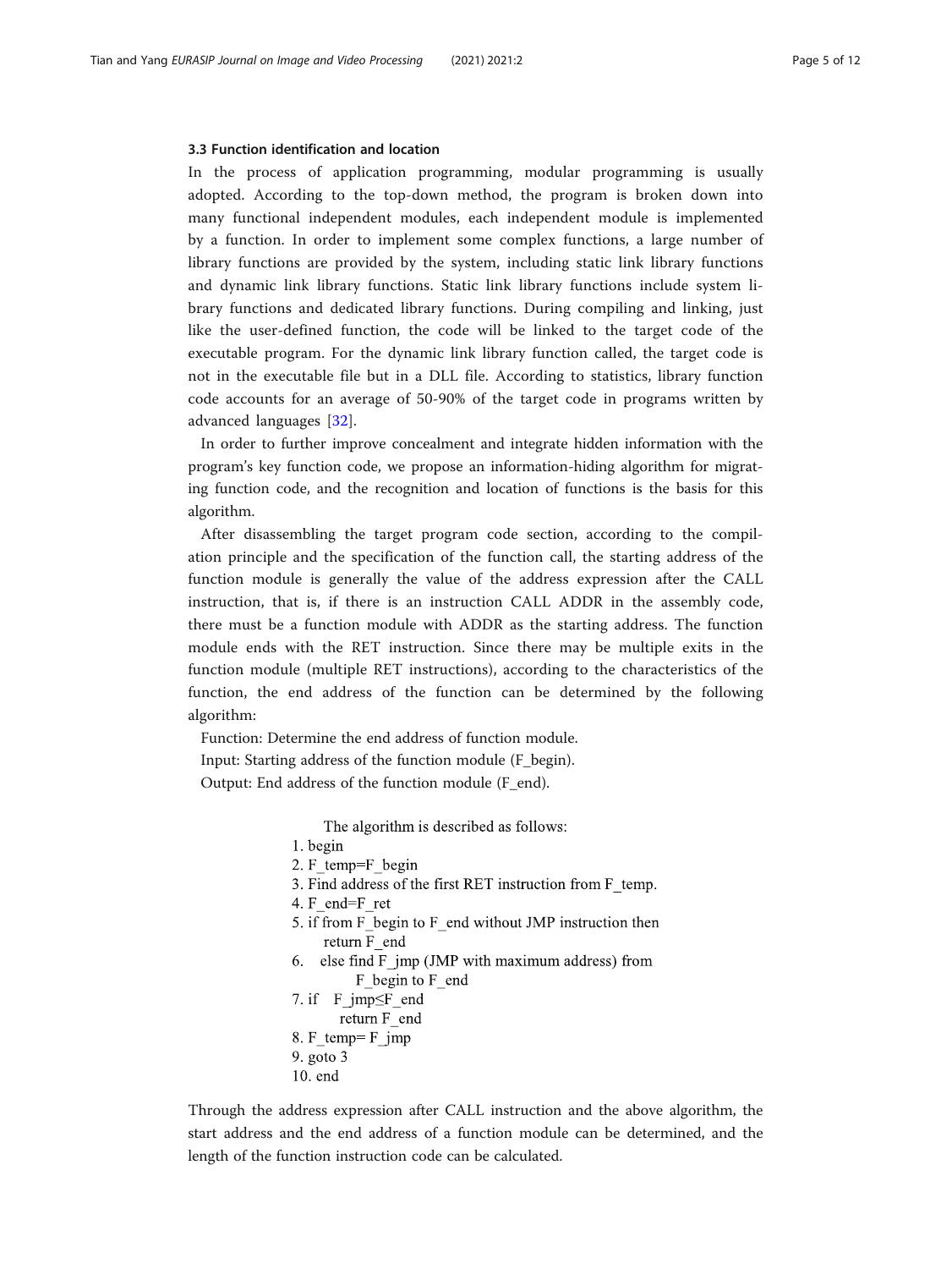### 3.3 Function identification and location

In the process of application programming, modular programming is usually adopted. According to the top-down method, the program is broken down into many functional independent modules, each independent module is implemented by a function. In order to implement some complex functions, a large number of library functions are provided by the system, including static link library functions and dynamic link library functions. Static link library functions include system library functions and dedicated library functions. During compiling and linking, just like the user-defined function, the code will be linked to the target code of the executable program. For the dynamic link library function called, the target code is not in the executable file but in a DLL file. According to statistics, library function code accounts for an average of 50-90% of the target code in programs written by advanced languages [32].

In order to further improve concealment and integrate hidden information with the program's key function code, we propose an information-hiding algorithm for migrating function code, and the recognition and location of functions is the basis for this algorithm.

After disassembling the target program code section, according to the compilation principle and the specification of the function call, the starting address of the function module is generally the value of the address expression after the CALL instruction, that is, if there is an instruction CALL ADDR in the assembly code, there must be a function module with ADDR as the starting address. The function module ends with the RET instruction. Since there may be multiple exits in the function module (multiple RET instructions), according to the characteristics of the function, the end address of the function can be determined by the following algorithm:

Function: Determine the end address of function module.

Input: Starting address of the function module (F_begin).

Output: End address of the function module (F_end).

```
The algorithm is described as follows:
1. begin
2. F_temp=F_begin
3. Find address of the first RET instruction from F_temp.
4. F_end=F_ret
5. if from F_begin to F_end without JMP instruction then
      return F_end
6.   else find F_jmp (JMP with maximum address) from
          F_begin to F_end
7. if   F_jmp≤F_end
        return F_end
8. F_temp= F_jmp
9. goto 3
10. end
```

Through the address expression after CALL instruction and the above algorithm, the start address and the end address of a function module can be determined, and the length of the function instruction code can be calculated.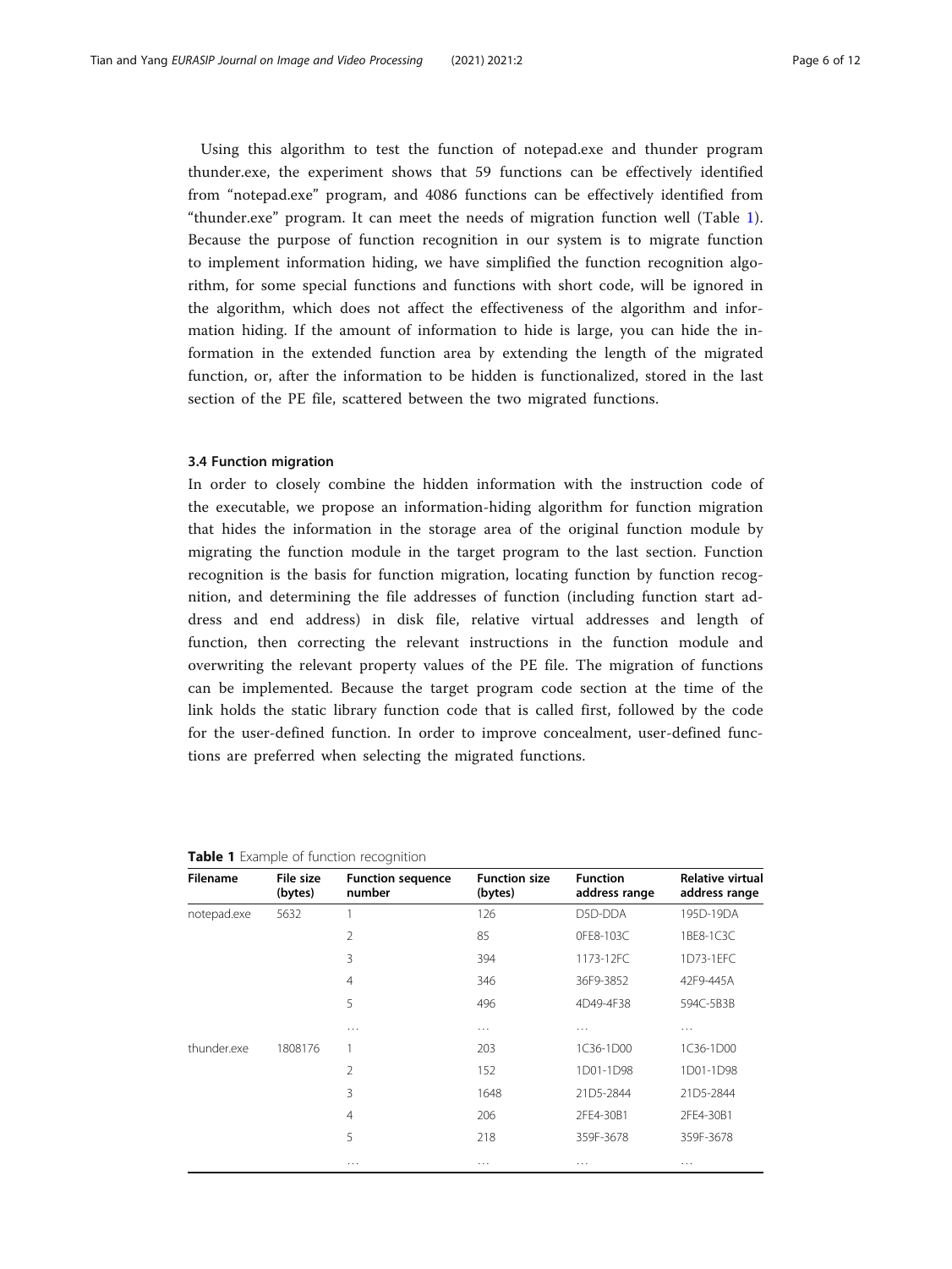Using this algorithm to test the function of notepad.exe and thunder program thunder.exe, the experiment shows that 59 functions can be effectively identified from "notepad.exe" program, and 4086 functions can be effectively identified from "thunder.exe" program. It can meet the needs of migration function well (Table 1). Because the purpose of function recognition in our system is to migrate function to implement information hiding, we have simplified the function recognition algorithm, for some special functions and functions with short code, will be ignored in the algorithm, which does not affect the effectiveness of the algorithm and information hiding. If the amount of information to hide is large, you can hide the information in the extended function area by extending the length of the migrated function, or, after the information to be hidden is functionalized, stored in the last section of the PE file, scattered between the two migrated functions.

### 3.4 Function migration

In order to closely combine the hidden information with the instruction code of the executable, we propose an information-hiding algorithm for function migration that hides the information in the storage area of the original function module by migrating the function module in the target program to the last section. Function recognition is the basis for function migration, locating function by function recognition, and determining the file addresses of function (including function start address and end address) in disk file, relative virtual addresses and length of function, then correcting the relevant instructions in the function module and overwriting the relevant property values of the PE file. The migration of functions can be implemented. Because the target program code section at the time of the link holds the static library function code that is called first, followed by the code for the user-defined function. In order to improve concealment, user-defined functions are preferred when selecting the migrated functions.

**Table 1** Example of function recognition

| Filename | File size (bytes) | Function sequence number | Function size (bytes) | Function address range | Relative virtual address range |
|---|---|---|---|---|---|
| notepad.exe | 5632 | 1 | 126 | D5D-DDA | 195D-19DA |
| | | 2 | 85 | 0FE8-103C | 1BE8-1C3C |
| | | 3 | 394 | 1173-12FC | 1D73-1EFC |
| | | 4 | 346 | 36F9-3852 | 42F9-445A |
| | | 5 | 496 | 4D49-4F38 | 594C-5B3B |
| | | … | … | … | … |
| thunder.exe | 1808176 | 1 | 203 | 1C36-1D00 | 1C36-1D00 |
| | | 2 | 152 | 1D01-1D98 | 1D01-1D98 |
| | | 3 | 1648 | 21D5-2844 | 21D5-2844 |
| | | 4 | 206 | 2FE4-30B1 | 2FE4-30B1 |
| | | 5 | 218 | 359F-3678 | 359F-3678 |
| | | … | … | … | … |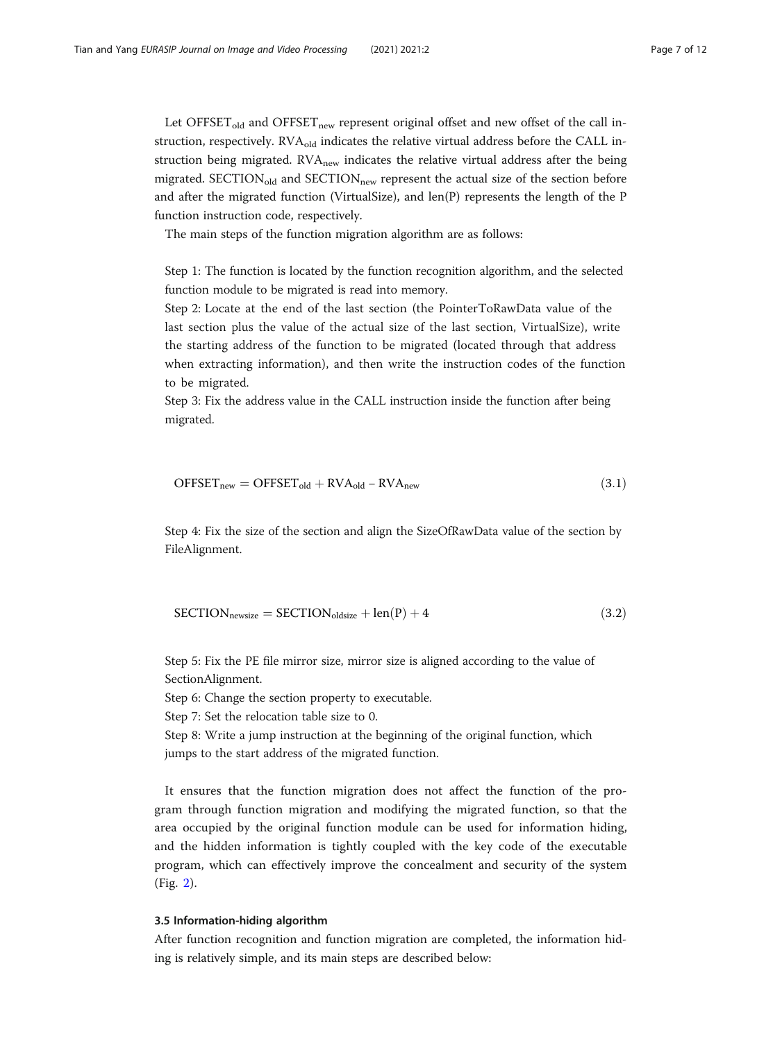Let $\text{OFFSET}_{\text{old}}$ and $\text{OFFSET}_{\text{new}}$ represent original offset and new offset of the call instruction, respectively. $\text{RVA}_{\text{old}}$ indicates the relative virtual address before the CALL instruction being migrated. $\text{RVA}_{\text{new}}$ indicates the relative virtual address after the being migrated. $\text{SECTION}_{\text{old}}$ and $\text{SECTION}_{\text{new}}$ represent the actual size of the section before and after the migrated function (VirtualSize), and len(P) represents the length of the P function instruction code, respectively.

The main steps of the function migration algorithm are as follows:

Step 1: The function is located by the function recognition algorithm, and the selected function module to be migrated is read into memory.

Step 2: Locate at the end of the last section (the PointerToRawData value of the last section plus the value of the actual size of the last section, VirtualSize), write the starting address of the function to be migrated (located through that address when extracting information), and then write the instruction codes of the function to be migrated.

Step 3: Fix the address value in the CALL instruction inside the function after being migrated.

$$\text{OFFSET}_{\text{new}} = \text{OFFSET}_{\text{old}} + \text{RVA}_{\text{old}} - \text{RVA}_{\text{new}} \tag{3.1}$$

Step 4: Fix the size of the section and align the SizeOfRawData value of the section by FileAlignment.

$$\text{SECTION}_{\text{newsize}} = \text{SECTION}_{\text{oldsize}} + \text{len}(\text{P}) + 4 \tag{3.2}$$

Step 5: Fix the PE file mirror size, mirror size is aligned according to the value of SectionAlignment.

Step 6: Change the section property to executable.

Step 7: Set the relocation table size to 0.

Step 8: Write a jump instruction at the beginning of the original function, which jumps to the start address of the migrated function.

It ensures that the function migration does not affect the function of the program through function migration and modifying the migrated function, so that the area occupied by the original function module can be used for information hiding, and the hidden information is tightly coupled with the key code of the executable program, which can effectively improve the concealment and security of the system (Fig. 2).

### 3.5 Information-hiding algorithm

After function recognition and function migration are completed, the information hiding is relatively simple, and its main steps are described below: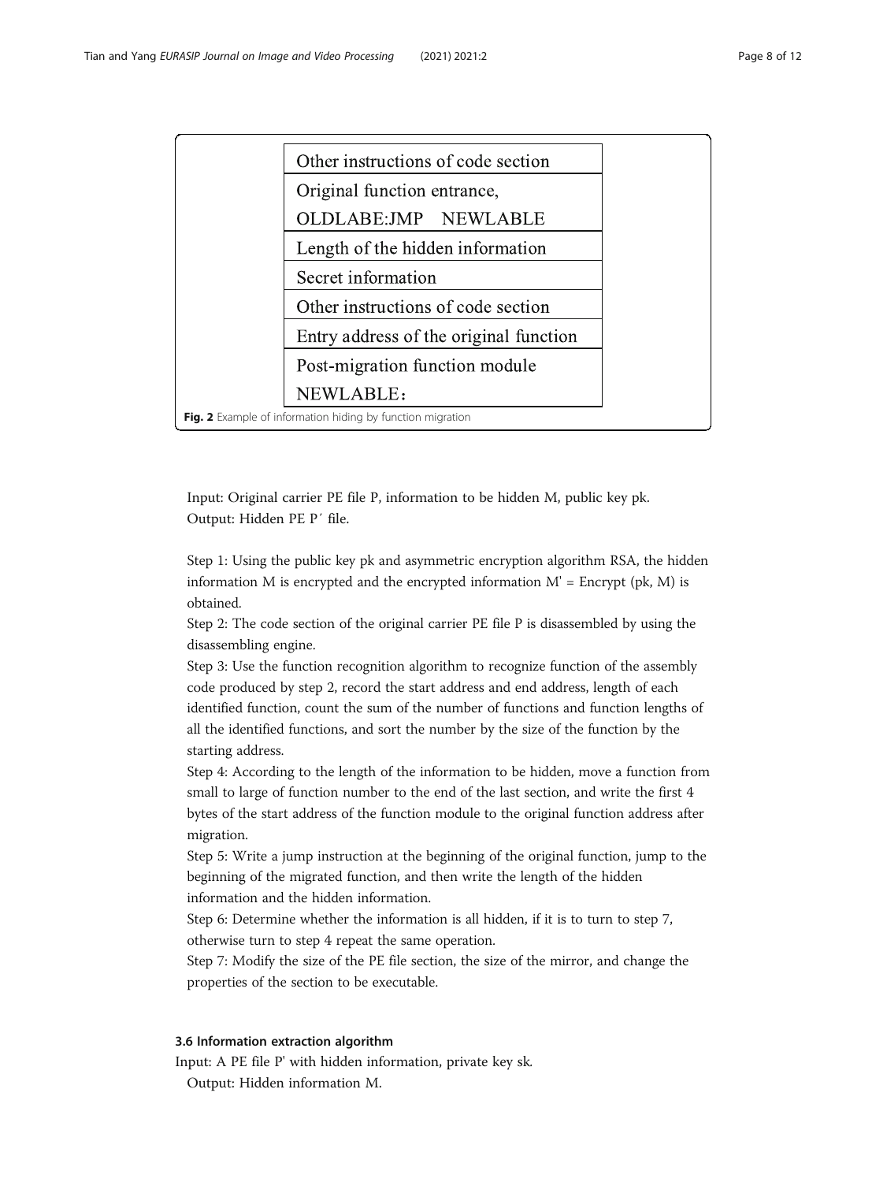| Other instructions of code section |
|---|
| Original function entrance, OLDLABE:JMP NEWLABLE |
| Length of the hidden information |
| Secret information |
| Other instructions of code section |
| Entry address of the original function |
| Post-migration function module NEWLABLE： |

**Fig. 2** Example of information hiding by function migration

Input: Original carrier PE file P, information to be hidden M, public key pk.
Output: Hidden PE P′ file.

Step 1: Using the public key pk and asymmetric encryption algorithm RSA, the hidden information M is encrypted and the encrypted information M' = Encrypt (pk, M) is obtained.
Step 2: The code section of the original carrier PE file P is disassembled by using the disassembling engine.
Step 3: Use the function recognition algorithm to recognize function of the assembly code produced by step 2, record the start address and end address, length of each identified function, count the sum of the number of functions and function lengths of all the identified functions, and sort the number by the size of the function by the starting address.
Step 4: According to the length of the information to be hidden, move a function from small to large of function number to the end of the last section, and write the first 4 bytes of the start address of the function module to the original function address after migration.
Step 5: Write a jump instruction at the beginning of the original function, jump to the beginning of the migrated function, and then write the length of the hidden information and the hidden information.
Step 6: Determine whether the information is all hidden, if it is to turn to step 7, otherwise turn to step 4 repeat the same operation.
Step 7: Modify the size of the PE file section, the size of the mirror, and change the properties of the section to be executable.

### 3.6 Information extraction algorithm

Input: A PE file P' with hidden information, private key sk.
Output: Hidden information M.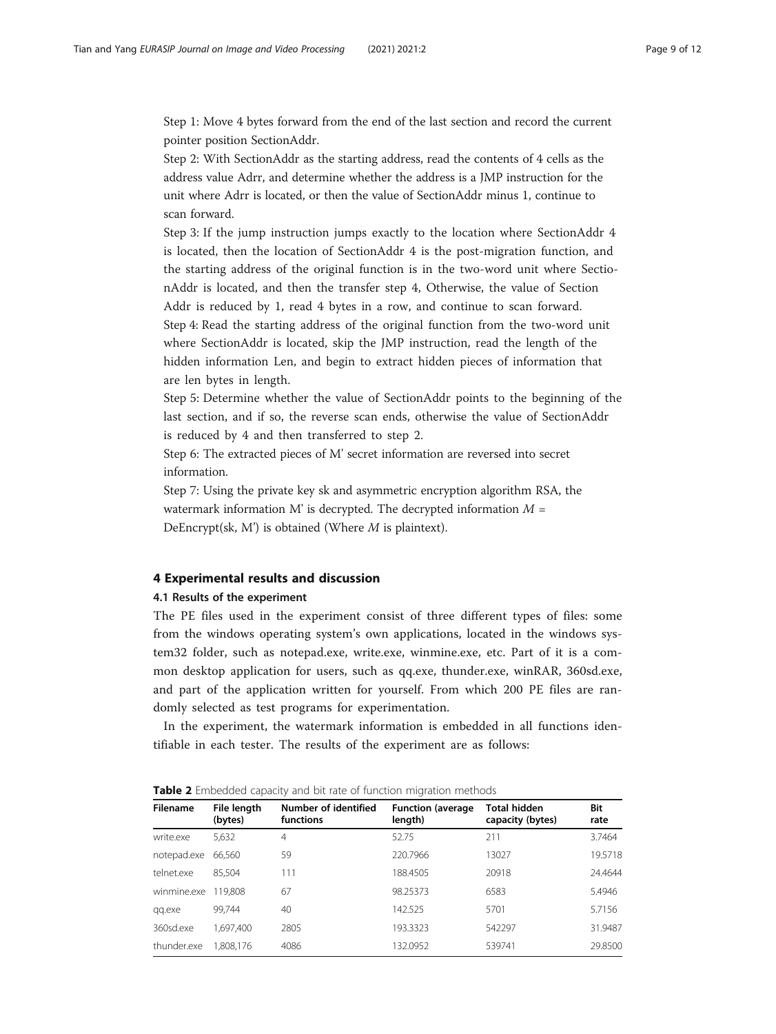Step 1: Move 4 bytes forward from the end of the last section and record the current pointer position SectionAddr.

Step 2: With SectionAddr as the starting address, read the contents of 4 cells as the address value Adrr, and determine whether the address is a JMP instruction for the unit where Adrr is located, or then the value of SectionAddr minus 1, continue to scan forward.

Step 3: If the jump instruction jumps exactly to the location where SectionAddr 4 is located, then the location of SectionAddr 4 is the post-migration function, and the starting address of the original function is in the two-word unit where SectionAddr is located, and then the transfer step 4, Otherwise, the value of Section Addr is reduced by 1, read 4 bytes in a row, and continue to scan forward.

Step 4: Read the starting address of the original function from the two-word unit where SectionAddr is located, skip the JMP instruction, read the length of the hidden information Len, and begin to extract hidden pieces of information that are len bytes in length.

Step 5: Determine whether the value of SectionAddr points to the beginning of the last section, and if so, the reverse scan ends, otherwise the value of SectionAddr is reduced by 4 and then transferred to step 2.

Step 6: The extracted pieces of M' secret information are reversed into secret information.

Step 7: Using the private key sk and asymmetric encryption algorithm RSA, the watermark information M' is decrypted. The decrypted information $M$ = DeEncrypt(sk, M') is obtained (Where $M$ is plaintext).

## 4 Experimental results and discussion

### 4.1 Results of the experiment

The PE files used in the experiment consist of three different types of files: some from the windows operating system's own applications, located in the windows system32 folder, such as notepad.exe, write.exe, winmine.exe, etc. Part of it is a common desktop application for users, such as qq.exe, thunder.exe, winRAR, 360sd.exe, and part of the application written for yourself. From which 200 PE files are randomly selected as test programs for experimentation.

In the experiment, the watermark information is embedded in all functions identifiable in each tester. The results of the experiment are as follows:

**Table 2** Embedded capacity and bit rate of function migration methods

| Filename | File length (bytes) | Number of identified functions | Function (average length) | Total hidden capacity (bytes) | Bit rate |
|---|---|---|---|---|---|
| write.exe | 5,632 | 4 | 52.75 | 211 | 3.7464 |
| notepad.exe | 66,560 | 59 | 220.7966 | 13027 | 19.5718 |
| telnet.exe | 85,504 | 111 | 188.4505 | 20918 | 24.4644 |
| winmine.exe | 119,808 | 67 | 98.25373 | 6583 | 5.4946 |
| qq.exe | 99,744 | 40 | 142.525 | 5701 | 5.7156 |
| 360sd.exe | 1,697,400 | 2805 | 193.3323 | 542297 | 31.9487 |
| thunder.exe | 1,808,176 | 4086 | 132.0952 | 539741 | 29.8500 |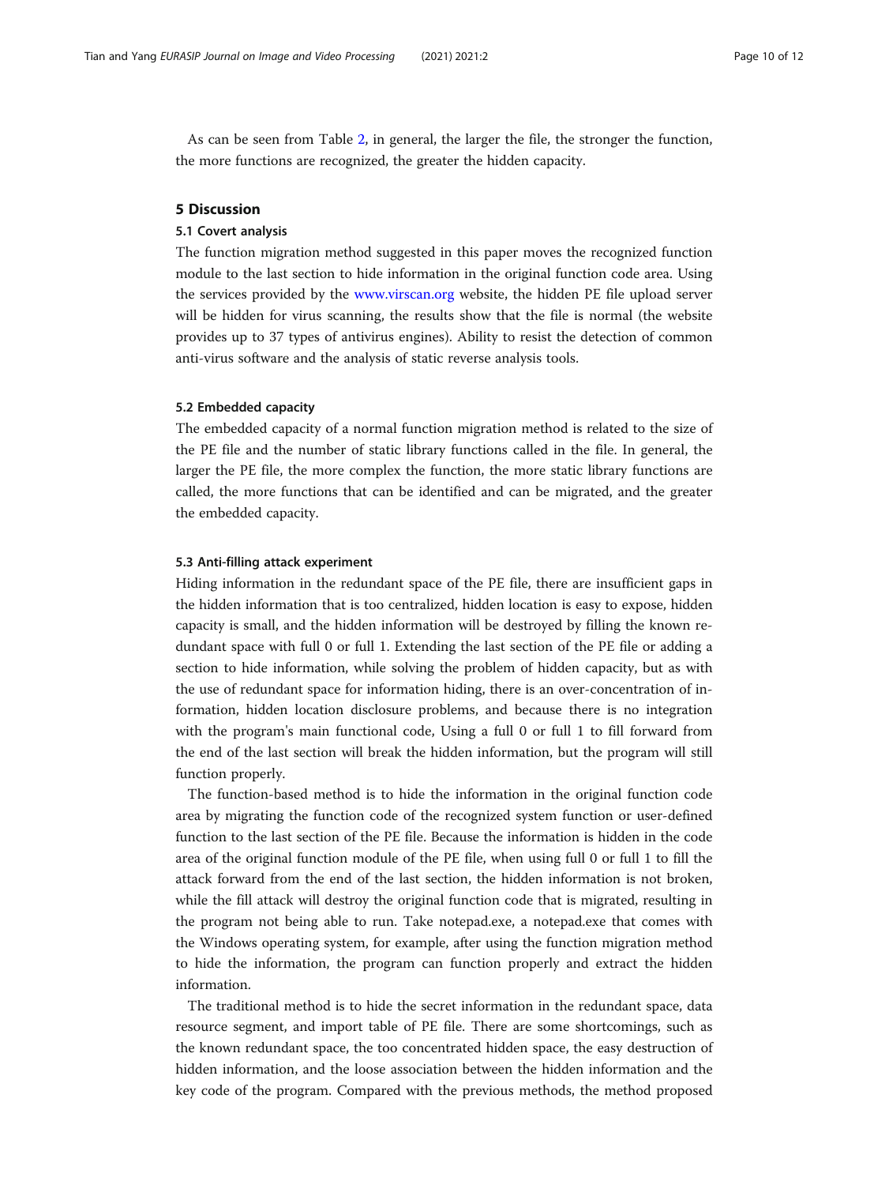As can be seen from Table 2, in general, the larger the file, the stronger the function, the more functions are recognized, the greater the hidden capacity.

## 5 Discussion

### 5.1 Covert analysis

The function migration method suggested in this paper moves the recognized function module to the last section to hide information in the original function code area. Using the services provided by the www.virscan.org website, the hidden PE file upload server will be hidden for virus scanning, the results show that the file is normal (the website provides up to 37 types of antivirus engines). Ability to resist the detection of common anti-virus software and the analysis of static reverse analysis tools.

### 5.2 Embedded capacity

The embedded capacity of a normal function migration method is related to the size of the PE file and the number of static library functions called in the file. In general, the larger the PE file, the more complex the function, the more static library functions are called, the more functions that can be identified and can be migrated, and the greater the embedded capacity.

### 5.3 Anti-filling attack experiment

Hiding information in the redundant space of the PE file, there are insufficient gaps in the hidden information that is too centralized, hidden location is easy to expose, hidden capacity is small, and the hidden information will be destroyed by filling the known redundant space with full 0 or full 1. Extending the last section of the PE file or adding a section to hide information, while solving the problem of hidden capacity, but as with the use of redundant space for information hiding, there is an over-concentration of information, hidden location disclosure problems, and because there is no integration with the program's main functional code, Using a full 0 or full 1 to fill forward from the end of the last section will break the hidden information, but the program will still function properly.

The function-based method is to hide the information in the original function code area by migrating the function code of the recognized system function or user-defined function to the last section of the PE file. Because the information is hidden in the code area of the original function module of the PE file, when using full 0 or full 1 to fill the attack forward from the end of the last section, the hidden information is not broken, while the fill attack will destroy the original function code that is migrated, resulting in the program not being able to run. Take notepad.exe, a notepad.exe that comes with the Windows operating system, for example, after using the function migration method to hide the information, the program can function properly and extract the hidden information.

The traditional method is to hide the secret information in the redundant space, data resource segment, and import table of PE file. There are some shortcomings, such as the known redundant space, the too concentrated hidden space, the easy destruction of hidden information, and the loose association between the hidden information and the key code of the program. Compared with the previous methods, the method proposed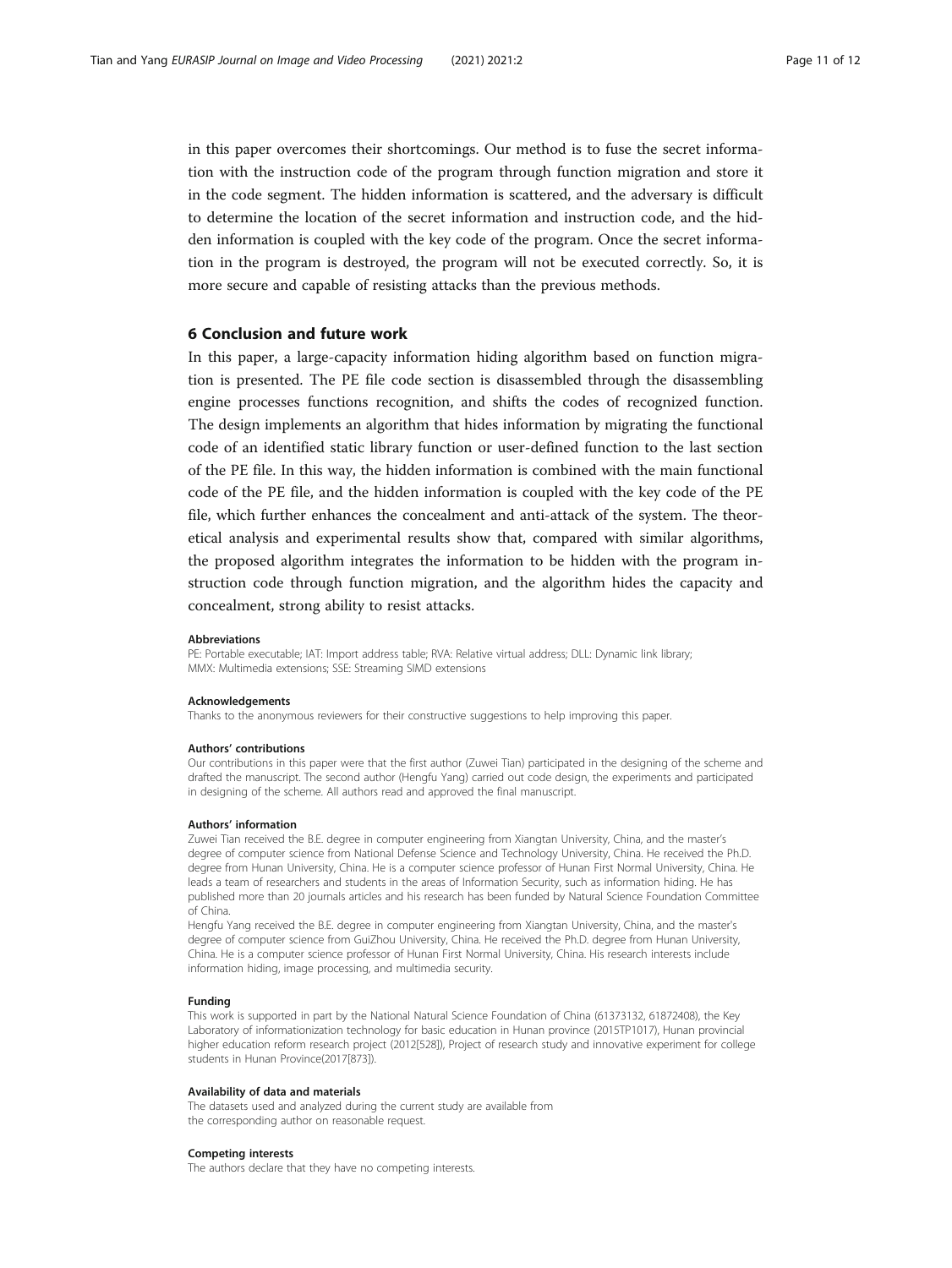in this paper overcomes their shortcomings. Our method is to fuse the secret information with the instruction code of the program through function migration and store it in the code segment. The hidden information is scattered, and the adversary is difficult to determine the location of the secret information and instruction code, and the hidden information is coupled with the key code of the program. Once the secret information in the program is destroyed, the program will not be executed correctly. So, it is more secure and capable of resisting attacks than the previous methods.

## 6 Conclusion and future work

In this paper, a large-capacity information hiding algorithm based on function migration is presented. The PE file code section is disassembled through the disassembling engine processes functions recognition, and shifts the codes of recognized function. The design implements an algorithm that hides information by migrating the functional code of an identified static library function or user-defined function to the last section of the PE file. In this way, the hidden information is combined with the main functional code of the PE file, and the hidden information is coupled with the key code of the PE file, which further enhances the concealment and anti-attack of the system. The theoretical analysis and experimental results show that, compared with similar algorithms, the proposed algorithm integrates the information to be hidden with the program instruction code through function migration, and the algorithm hides the capacity and concealment, strong ability to resist attacks.

#### Abbreviations

PE: Portable executable; IAT: Import address table; RVA: Relative virtual address; DLL: Dynamic link library; MMX: Multimedia extensions; SSE: Streaming SIMD extensions

#### Acknowledgements

Thanks to the anonymous reviewers for their constructive suggestions to help improving this paper.

#### Authors' contributions

Our contributions in this paper were that the first author (Zuwei Tian) participated in the designing of the scheme and drafted the manuscript. The second author (Hengfu Yang) carried out code design, the experiments and participated in designing of the scheme. All authors read and approved the final manuscript.

#### Authors' information

Zuwei Tian received the B.E. degree in computer engineering from Xiangtan University, China, and the master's degree of computer science from National Defense Science and Technology University, China. He received the Ph.D. degree from Hunan University, China. He is a computer science professor of Hunan First Normal University, China. He leads a team of researchers and students in the areas of Information Security, such as information hiding. He has published more than 20 journals articles and his research has been funded by Natural Science Foundation Committee of China.

Hengfu Yang received the B.E. degree in computer engineering from Xiangtan University, China, and the master's degree of computer science from GuiZhou University, China. He received the Ph.D. degree from Hunan University, China. He is a computer science professor of Hunan First Normal University, China. His research interests include information hiding, image processing, and multimedia security.

#### Funding

This work is supported in part by the National Natural Science Foundation of China (61373132, 61872408), the Key Laboratory of informationizing technology for basic education in Hunan province (2015TP1017), Hunan provincial higher education reform research project (2012[528]), Project of research study and innovative experiment for college students in Hunan Province(2017[873]).

#### Availability of data and materials

The datasets used and analyzed during the current study are available from the corresponding author on reasonable request.

#### Competing interests

The authors declare that they have no competing interests.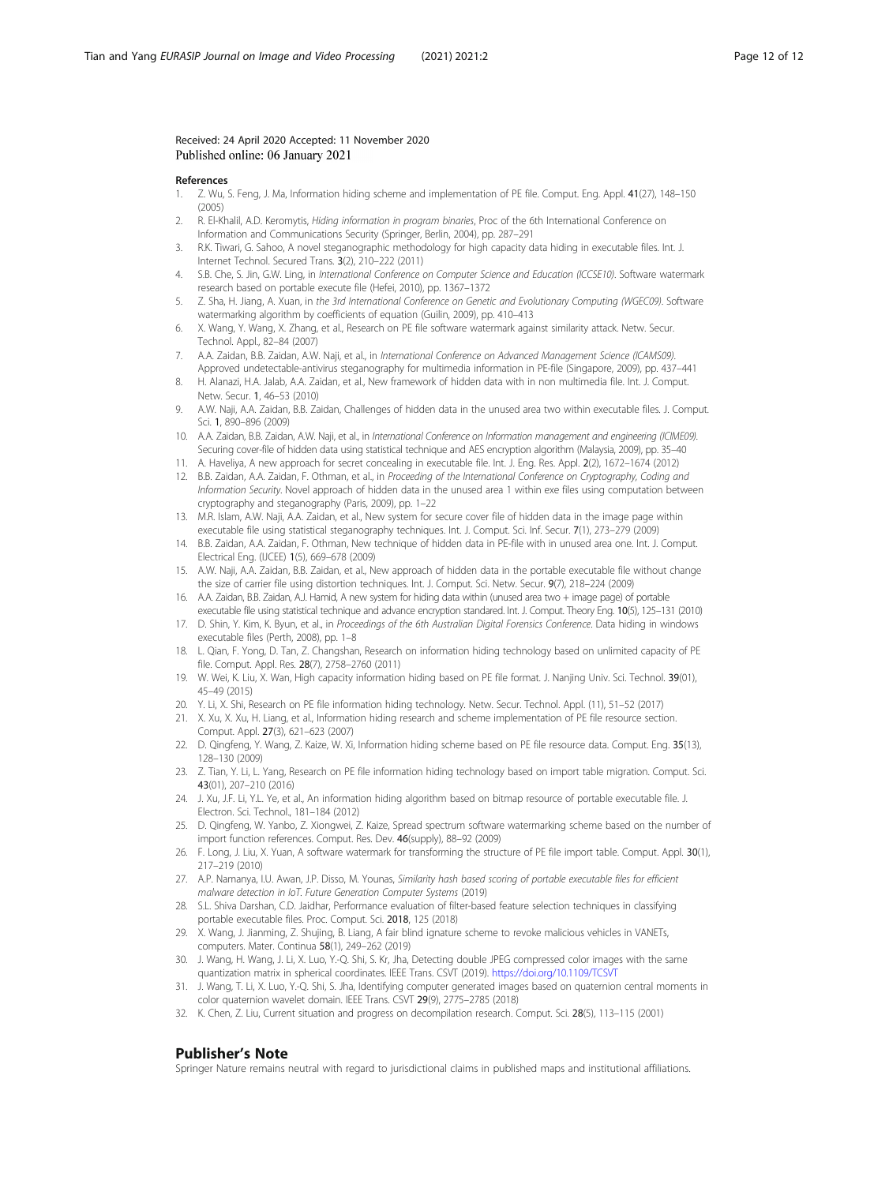Received: 24 April 2020 Accepted: 11 November 2020
Published online: 06 January 2021

#### References

1. Z. Wu, S. Feng, J. Ma, Information hiding scheme and implementation of PE file. Comput. Eng. Appl. **41**(27), 148–150 (2005)
2. R. El-Khalil, A.D. Keromytis, *Hiding information in program binaries*, Proc of the 6th International Conference on Information and Communications Security (Springer, Berlin, 2004), pp. 287–291
3. R.K. Tiwari, G. Sahoo, A novel steganographic methodology for high capacity data hiding in executable files. Int. J. Internet Technol. Secured Trans. **3**(2), 210–222 (2011)
4. S.B. Che, S. Jin, G.W. Ling, in *International Conference on Computer Science and Education (ICCSE10)*. Software watermark research based on portable execute file (Hefei, 2010), pp. 1367–1372
5. Z. Sha, H. Jiang, A. Xuan, in *the 3rd International Conference on Genetic and Evolutionary Computing (WGEC09)*. Software watermarking algorithm by coefficients of equation (Guilin, 2009), pp. 410–413
6. X. Wang, Y. Wang, X. Zhang, et al., Research on PE file software watermark against similarity attack. Netw. Secur. Technol. Appl., 82–84 (2007)
7. A.A. Zaidan, B.B. Zaidan, A.W. Naji, et al., in *International Conference on Advanced Management Science (ICAMS09)*. Approved undetectable-antivirus steganography for multimedia information in PE-file (Singapore, 2009), pp. 437–441
8. H. Alanazi, H.A. Jalab, A.A. Zaidan, et al., New framework of hidden data with in non multimedia file. Int. J. Comput. Netw. Secur. **1**, 46–53 (2010)
9. A.W. Naji, A.A. Zaidan, B.B. Zaidan, Challenges of hidden data in the unused area two within executable files. J. Comput. Sci. **1**, 890–896 (2009)
10. A.A. Zaidan, B.B. Zaidan, A.W. Naji, et al., in *International Conference on Information management and engineering (ICIME09)*. Securing cover-file of hidden data using statistical technique and AES encryption algorithm (Malaysia, 2009), pp. 35–40
11. A. Haveliya, A new approach for secret concealing in executable file. Int. J. Eng. Res. Appl. **2**(2), 1672–1674 (2012)
12. B.B. Zaidan, A.A. Zaidan, F. Othman, et al., in *Proceeding of the International Conference on Cryptography, Coding and Information Security*. Novel approach of hidden data in the unused area 1 within exe files using computation between cryptography and steganography (Paris, 2009), pp. 1–22
13. M.R. Islam, A.W. Naji, A.A. Zaidan, et al., New system for secure cover file of hidden data in the image page within executable file using statistical steganography techniques. Int. J. Comput. Sci. Inf. Secur. **7**(1), 273–279 (2009)
14. B.B. Zaidan, A.A. Zaidan, F. Othman, New technique of hidden data in PE-file with in unused area one. Int. J. Comput. Electrical Eng. (IJCEE) **1**(5), 669–678 (2009)
15. A.W. Naji, A.A. Zaidan, B.B. Zaidan, et al., New approach of hidden data in the portable executable file without change the size of carrier file using distortion techniques. Int. J. Comput. Sci. Netw. Secur. **9**(7), 218–224 (2009)
16. A.A. Zaidan, B.B. Zaidan, A.J. Hamid, A new system for hiding data within (unused area two + image page) of portable executable file using statistical technique and advance encryption standared. Int. J. Comput. Theory Eng. **10**(5), 125–131 (2010)
17. D. Shin, Y. Kim, K. Byun, et al., in *Proceedings of the 6th Australian Digital Forensics Conference*. Data hiding in windows executable files (Perth, 2008), pp. 1–8
18. L. Qian, F. Yong, D. Tan, Z. Changshan, Research on information hiding technology based on unlimited capacity of PE file. Comput. Appl. Res. **28**(7), 2758–2760 (2011)
19. W. Wei, K. Liu, X. Wan, High capacity information hiding based on PE file format. J. Nanjing Univ. Sci. Technol. **39**(01), 45–49 (2015)
20. Y. Li, X. Shi, Research on PE file information hiding technology. Netw. Secur. Technol. Appl. (11), 51–52 (2017)
21. X. Xu, X. Xu, H. Liang, et al., Information hiding research and scheme implementation of PE file resource section. Comput. Appl. **27**(3), 621–623 (2007)
22. D. Qingfeng, Y. Wang, Z. Kaize, W. Xi, Information hiding scheme based on PE file resource data. Comput. Eng. **35**(13), 128–130 (2009)
23. Z. Tian, Y. Li, L. Yang, Research on PE file information hiding technology based on import table migration. Comput. Sci. **43**(01), 207–210 (2016)
24. J. Xu, J.F. Li, Y.L. Ye, et al., An information hiding algorithm based on bitmap resource of portable executable file. J. Electron. Sci. Technol., 181–184 (2012)
25. D. Qingfeng, W. Yanbo, Z. Xiongwei, Z. Kaize, Spread spectrum software watermarking scheme based on the number of import function references. Comput. Res. Dev. **46**(supply), 88–92 (2009)
26. F. Long, J. Liu, X. Yuan, A software watermark for transforming the structure of PE file import table. Comput. Appl. **30**(1), 217–219 (2010)
27. A.P. Namanya, I.U. Awan, J.P. Disso, M. Younas, *Similarity hash based scoring of portable executable files for efficient malware detection in IoT. Future Generation Computer Systems* (2019)
28. S.L. Shiva Darshan, C.D. Jaidhar, Performance evaluation of filter-based feature selection techniques in classifying portable executable files. Proc. Comput. Sci. **2018**, 125 (2018)
29. X. Wang, J. Jianming, Z. Shujing, B. Liang, A fair blind ignature scheme to revoke malicious vehicles in VANETs, computers. Mater. Continua **58**(1), 249–262 (2019)
30. J. Wang, H. Wang, J. Li, X. Luo, Y.-Q. Shi, S. Kr, Jha, Detecting double JPEG compressed color images with the same quantization matrix in spherical coordinates. IEEE Trans. CSVT (2019). https://doi.org/10.1109/TCSVT
31. J. Wang, T. Li, X. Luo, Y.-Q. Shi, S. Jha, Identifying computer generated images based on quaternion central moments in color quaternion wavelet domain. IEEE Trans. CSVT **29**(9), 2775–2785 (2018)
32. K. Chen, Z. Liu, Current situation and progress on decompilation research. Comput. Sci. **28**(5), 113–115 (2001)

## Publisher's Note

Springer Nature remains neutral with regard to jurisdictional claims in published maps and institutional affiliations.